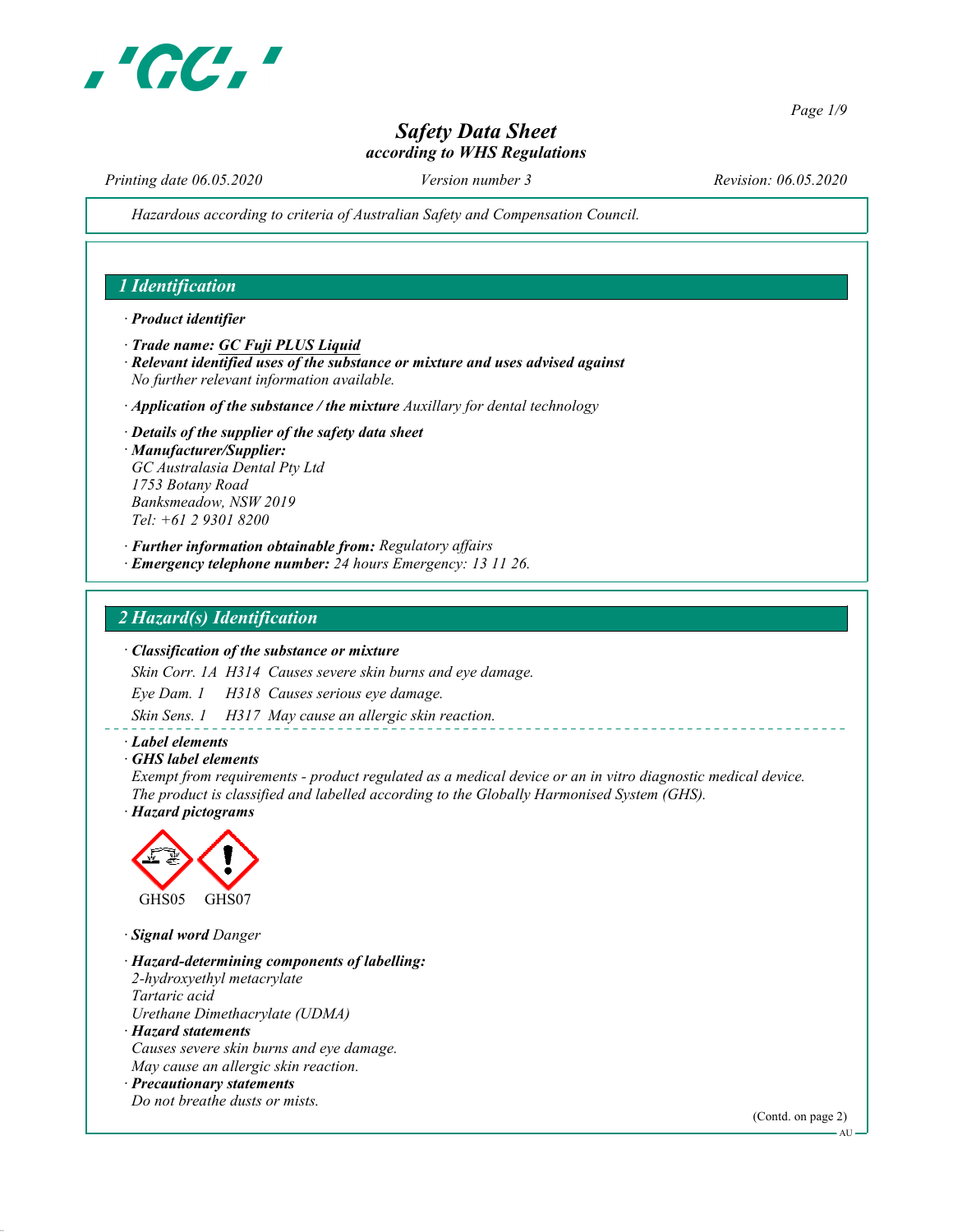# Safety Data Sheet
*according to WHS Regulations*

*Printing date 06.05.2020* *Version number 3* *Revision: 06.05.2020*

*Hazardous according to criteria of Australian Safety and Compensation Council.*

## 1 Identification

· **Product identifier**

· **Trade name: GC Fuji PLUS Liquid**

· **Relevant identified uses of the substance or mixture and uses advised against**
No further relevant information available.

· **Application of the substance / the mixture** Auxillary for dental technology

· **Details of the supplier of the safety data sheet**

· **Manufacturer/Supplier:**
GC Australasia Dental Pty Ltd
1753 Botany Road
Banksmeadow, NSW 2019
Tel: +61 2 9301 8200

· **Further information obtainable from:** Regulatory affairs

· **Emergency telephone number:** 24 hours Emergency: 13 11 26.

## 2 Hazard(s) Identification

· **Classification of the substance or mixture**

Skin Corr. 1A H314 Causes severe skin burns and eye damage.

Eye Dam. 1 H318 Causes serious eye damage.

Skin Sens. 1 H317 May cause an allergic skin reaction.

· **Label elements**

· **GHS label elements**
Exempt from requirements - product regulated as a medical device or an in vitro diagnostic medical device.
The product is classified and labelled according to the Globally Harmonised System (GHS).

· **Hazard pictograms**

GHS05 GHS07

· **Signal word** Danger

· **Hazard-determining components of labelling:**
2-hydroxyethyl metacrylate
Tartaric acid
Urethane Dimethacrylate (UDMA)

· **Hazard statements**
Causes severe skin burns and eye damage.
May cause an allergic skin reaction.

· **Precautionary statements**
Do not breathe dusts or mists.

(Contd. on page 2)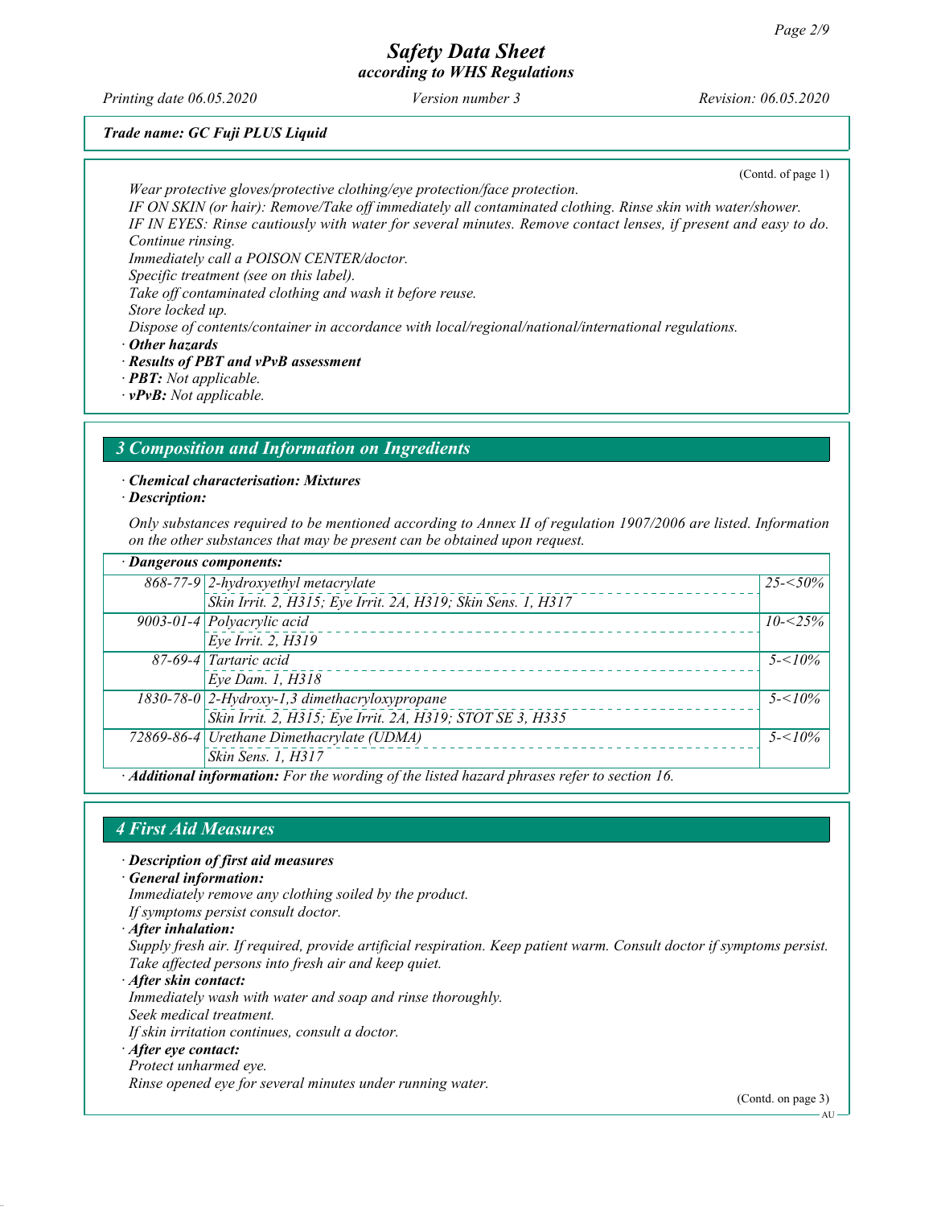*Trade name: GC Fuji PLUS Liquid*

(Contd. of page 1)

*Wear protective gloves/protective clothing/eye protection/face protection.*
*IF ON SKIN (or hair): Remove/Take off immediately all contaminated clothing. Rinse skin with water/shower.*
*IF IN EYES: Rinse cautiously with water for several minutes. Remove contact lenses, if present and easy to do. Continue rinsing.*
*Immediately call a POISON CENTER/doctor.*
*Specific treatment (see on this label).*
*Take off contaminated clothing and wash it before reuse.*
*Store locked up.*
*Dispose of contents/container in accordance with local/regional/national/international regulations.*

· ***Other hazards***
· ***Results of PBT and vPvB assessment***
· ***PBT:*** *Not applicable.*
· ***vPvB:*** *Not applicable.*

## *3 Composition and Information on Ingredients*

· ***Chemical characterisation: Mixtures***
· ***Description:***

*Only substances required to be mentioned according to Annex II of regulation 1907/2006 are listed. Information on the other substances that may be present can be obtained upon request.*

| · ***Dangerous components:*** | | |
|---|---|---|
| *868-77-9* | *2-hydroxyethyl metacrylate*<br>*Skin Irrit. 2, H315; Eye Irrit. 2A, H319; Skin Sens. 1, H317* | *25-<50%* |
| *9003-01-4* | *Polyacrylic acid*<br>*Eye Irrit. 2, H319* | *10-<25%* |
| *87-69-4* | *Tartaric acid*<br>*Eye Dam. 1, H318* | *5-<10%* |
| *1830-78-0* | *2-Hydroxy-1,3 dimethacryloxypropane*<br>*Skin Irrit. 2, H315; Eye Irrit. 2A, H319; STOT SE 3, H335* | *5-<10%* |
| *72869-86-4* | *Urethane Dimethacrylate (UDMA)*<br>*Skin Sens. 1, H317* | *5-<10%* |

· ***Additional information:*** *For the wording of the listed hazard phrases refer to section 16.*

## *4 First Aid Measures*

· ***Description of first aid measures***
· ***General information:***
*Immediately remove any clothing soiled by the product.*
*If symptoms persist consult doctor.*
· ***After inhalation:***
*Supply fresh air. If required, provide artificial respiration. Keep patient warm. Consult doctor if symptoms persist.*
*Take affected persons into fresh air and keep quiet.*
· ***After skin contact:***
*Immediately wash with water and soap and rinse thoroughly.*
*Seek medical treatment.*
*If skin irritation continues, consult a doctor.*
· ***After eye contact:***
*Protect unharmed eye.*
*Rinse opened eye for several minutes under running water.*

(Contd. on page 3)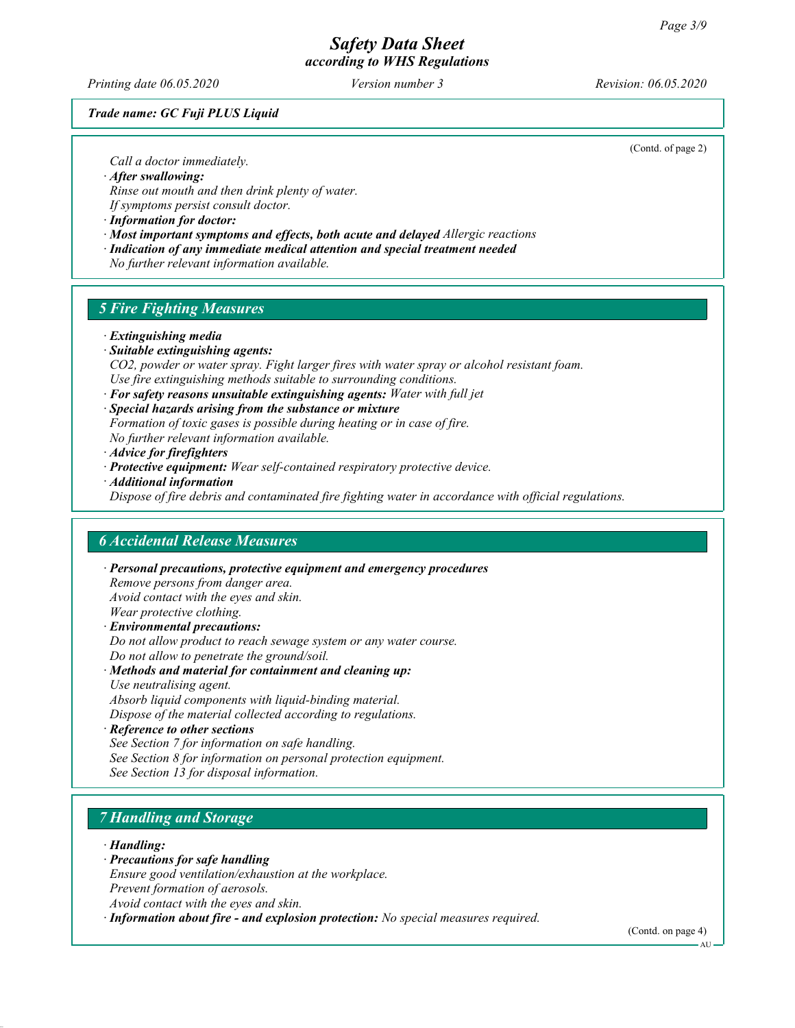(Contd. of page 2)

*Call a doctor immediately.*

· ***After swallowing:***
*Rinse out mouth and then drink plenty of water.*
*If symptoms persist consult doctor.*

· ***Information for doctor:***

· ***Most important symptoms and effects, both acute and delayed*** *Allergic reactions*

· ***Indication of any immediate medical attention and special treatment needed***
*No further relevant information available.*

## *5 Fire Fighting Measures*

· ***Extinguishing media***

· ***Suitable extinguishing agents:***
*CO2, powder or water spray. Fight larger fires with water spray or alcohol resistant foam.*
*Use fire extinguishing methods suitable to surrounding conditions.*

· ***For safety reasons unsuitable extinguishing agents:*** *Water with full jet*

· ***Special hazards arising from the substance or mixture***
*Formation of toxic gases is possible during heating or in case of fire.*
*No further relevant information available.*

· ***Advice for firefighters***

· ***Protective equipment:*** *Wear self-contained respiratory protective device.*

· ***Additional information***
*Dispose of fire debris and contaminated fire fighting water in accordance with official regulations.*

## *6 Accidental Release Measures*

· ***Personal precautions, protective equipment and emergency procedures***
*Remove persons from danger area.*
*Avoid contact with the eyes and skin.*
*Wear protective clothing.*

· ***Environmental precautions:***
*Do not allow product to reach sewage system or any water course.*
*Do not allow to penetrate the ground/soil.*

· ***Methods and material for containment and cleaning up:***
*Use neutralising agent.*
*Absorb liquid components with liquid-binding material.*
*Dispose of the material collected according to regulations.*

· ***Reference to other sections***
*See Section 7 for information on safe handling.*
*See Section 8 for information on personal protection equipment.*
*See Section 13 for disposal information.*

## *7 Handling and Storage*

· ***Handling:***

· ***Precautions for safe handling***
*Ensure good ventilation/exhaustion at the workplace.*
*Prevent formation of aerosols.*
*Avoid contact with the eyes and skin.*

· ***Information about fire - and explosion protection:*** *No special measures required.*

(Contd. on page 4)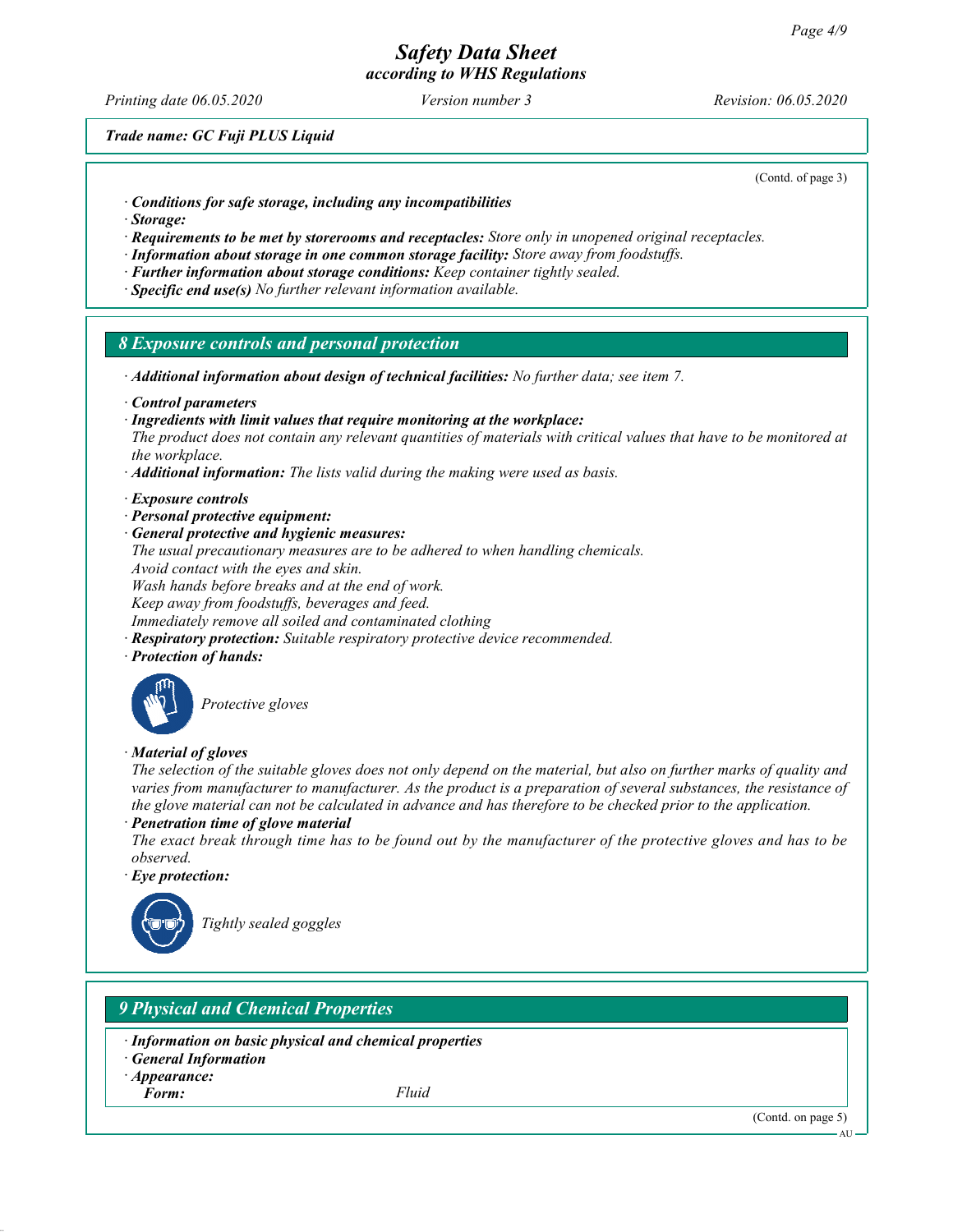# Safety Data Sheet
*according to WHS Regulations*

Printing date 06.05.2020 | Version number 3 | Revision: 06.05.2020

**Trade name: GC Fuji PLUS Liquid**

(Contd. of page 3)

· **Conditions for safe storage, including any incompatibilities**
· **Storage:**
· **Requirements to be met by storerooms and receptacles:** Store only in unopened original receptacles.
· **Information about storage in one common storage facility:** Store away from foodstuffs.
· **Further information about storage conditions:** Keep container tightly sealed.
· **Specific end use(s)** No further relevant information available.

## 8 Exposure controls and personal protection

· **Additional information about design of technical facilities:** No further data; see item 7.

· **Control parameters**
· **Ingredients with limit values that require monitoring at the workplace:**
The product does not contain any relevant quantities of materials with critical values that have to be monitored at the workplace.
· **Additional information:** The lists valid during the making were used as basis.

· **Exposure controls**
· **Personal protective equipment:**
· **General protective and hygienic measures:**
The usual precautionary measures are to be adhered to when handling chemicals.
Avoid contact with the eyes and skin.
Wash hands before breaks and at the end of work.
Keep away from foodstuffs, beverages and feed.
Immediately remove all soiled and contaminated clothing
· **Respiratory protection:** Suitable respiratory protective device recommended.
· **Protection of hands:**

Protective gloves

· **Material of gloves**
The selection of the suitable gloves does not only depend on the material, but also on further marks of quality and varies from manufacturer to manufacturer. As the product is a preparation of several substances, the resistance of the glove material can not be calculated in advance and has therefore to be checked prior to the application.
· **Penetration time of glove material**
The exact break through time has to be found out by the manufacturer of the protective gloves and has to be observed.
· **Eye protection:**

Tightly sealed goggles

## 9 Physical and Chemical Properties

· **Information on basic physical and chemical properties**
· **General Information**
· **Appearance:**
**Form:** Fluid

(Contd. on page 5)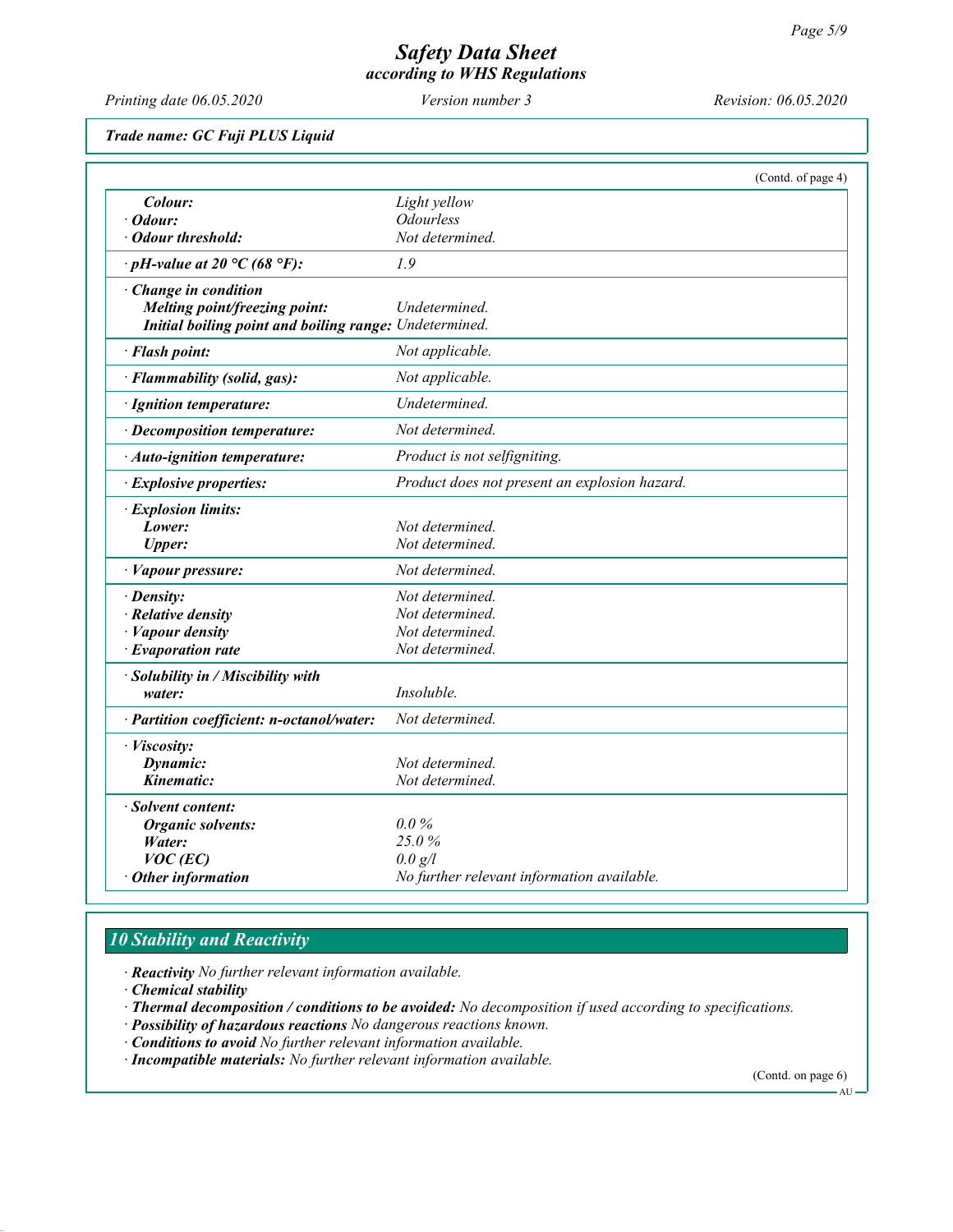**Safety Data Sheet**
*according to WHS Regulations*

Printing date 06.05.2020 | Version number 3 | Revision: 06.05.2020

**Trade name: GC Fuji PLUS Liquid**

(Contd. of page 4)

| | |
|---|---|
| **Colour:** | Light yellow |
| · **Odour:** | Odourless |
| · **Odour threshold:** | Not determined. |
| · **pH-value at 20 °C (68 °F):** | 1.9 |
| · **Change in condition** | |
| **Melting point/freezing point:** | Undetermined. |
| **Initial boiling point and boiling range:** | Undetermined. |
| · **Flash point:** | Not applicable. |
| · **Flammability (solid, gas):** | Not applicable. |
| · **Ignition temperature:** | Undetermined. |
| · **Decomposition temperature:** | Not determined. |
| · **Auto-ignition temperature:** | Product is not selfigniting. |
| · **Explosive properties:** | Product does not present an explosion hazard. |
| · **Explosion limits:** | |
| **Lower:** | Not determined. |
| **Upper:** | Not determined. |
| · **Vapour pressure:** | Not determined. |
| · **Density:** | Not determined. |
| · **Relative density** | Not determined. |
| · **Vapour density** | Not determined. |
| · **Evaporation rate** | Not determined. |
| · **Solubility in / Miscibility with** | |
| **water:** | Insoluble. |
| · **Partition coefficient: n-octanol/water:** | Not determined. |
| · **Viscosity:** | |
| **Dynamic:** | Not determined. |
| **Kinematic:** | Not determined. |
| · **Solvent content:** | |
| **Organic solvents:** | 0.0 % |
| **Water:** | 25.0 % |
| **VOC (EC)** | 0.0 g/l |
| · **Other information** | No further relevant information available. |

## 10 Stability and Reactivity

· **Reactivity** No further relevant information available.
· **Chemical stability**
· **Thermal decomposition / conditions to be avoided:** No decomposition if used according to specifications.
· **Possibility of hazardous reactions** No dangerous reactions known.
· **Conditions to avoid** No further relevant information available.
· **Incompatible materials:** No further relevant information available.

(Contd. on page 6)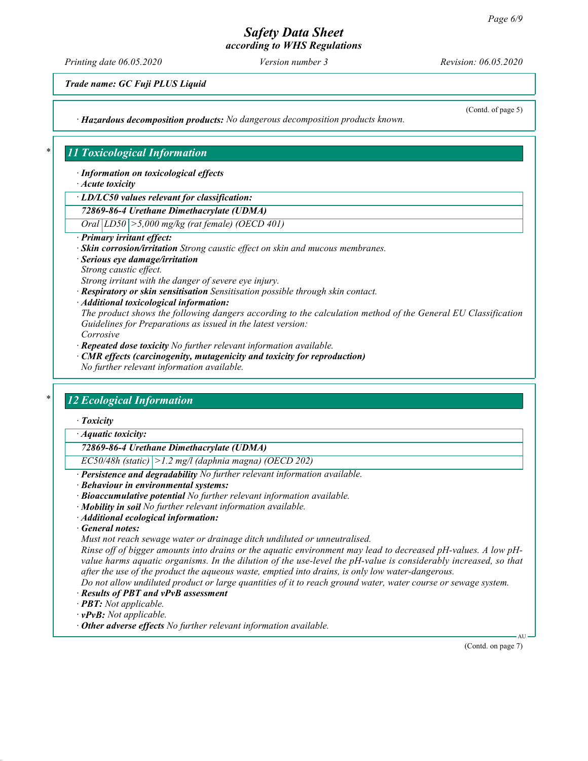*Trade name: GC Fuji PLUS Liquid*

(Contd. of page 5)

· ***Hazardous decomposition products:*** *No dangerous decomposition products known.*

## 11 Toxicological Information

· ***Information on toxicological effects***
· ***Acute toxicity***

| · LD/LC50 values relevant for classification: | | |
|---|---|---|
| **72869-86-4 Urethane Dimethacrylate (UDMA)** | | |
| Oral | LD50 | >5,000 mg/kg (rat female) (OECD 401) |

· ***Primary irritant effect:***
· ***Skin corrosion/irritation*** *Strong caustic effect on skin and mucous membranes.*
· ***Serious eye damage/irritation***
*Strong caustic effect.*
*Strong irritant with the danger of severe eye injury.*
· ***Respiratory or skin sensitisation*** *Sensitisation possible through skin contact.*
· ***Additional toxicological information:***
*The product shows the following dangers according to the calculation method of the General EU Classification Guidelines for Preparations as issued in the latest version:*
*Corrosive*
· ***Repeated dose toxicity*** *No further relevant information available.*
· ***CMR effects (carcinogenity, mutagenicity and toxicity for reproduction)***
*No further relevant information available.*

## 12 Ecological Information

· ***Toxicity***

| · Aquatic toxicity: | |
|---|---|
| **72869-86-4 Urethane Dimethacrylate (UDMA)** | |
| EC50/48h (static) | >1.2 mg/l (daphnia magna) (OECD 202) |

· ***Persistence and degradability*** *No further relevant information available.*
· ***Behaviour in environmental systems:***
· ***Bioaccumulative potential*** *No further relevant information available.*
· ***Mobility in soil*** *No further relevant information available.*
· ***Additional ecological information:***
· ***General notes:***
*Must not reach sewage water or drainage ditch undiluted or unneutralised.*
*Rinse off of bigger amounts into drains or the aquatic environment may lead to decreased pH-values. A low pH-value harms aquatic organisms. In the dilution of the use-level the pH-value is considerably increased, so that after the use of the product the aqueous waste, emptied into drains, is only low water-dangerous.*
*Do not allow undiluted product or large quantities of it to reach ground water, water course or sewage system.*
· ***Results of PBT and vPvB assessment***
· ***PBT:*** *Not applicable.*
· ***vPvB:*** *Not applicable.*
· ***Other adverse effects*** *No further relevant information available.*

(Contd. on page 7)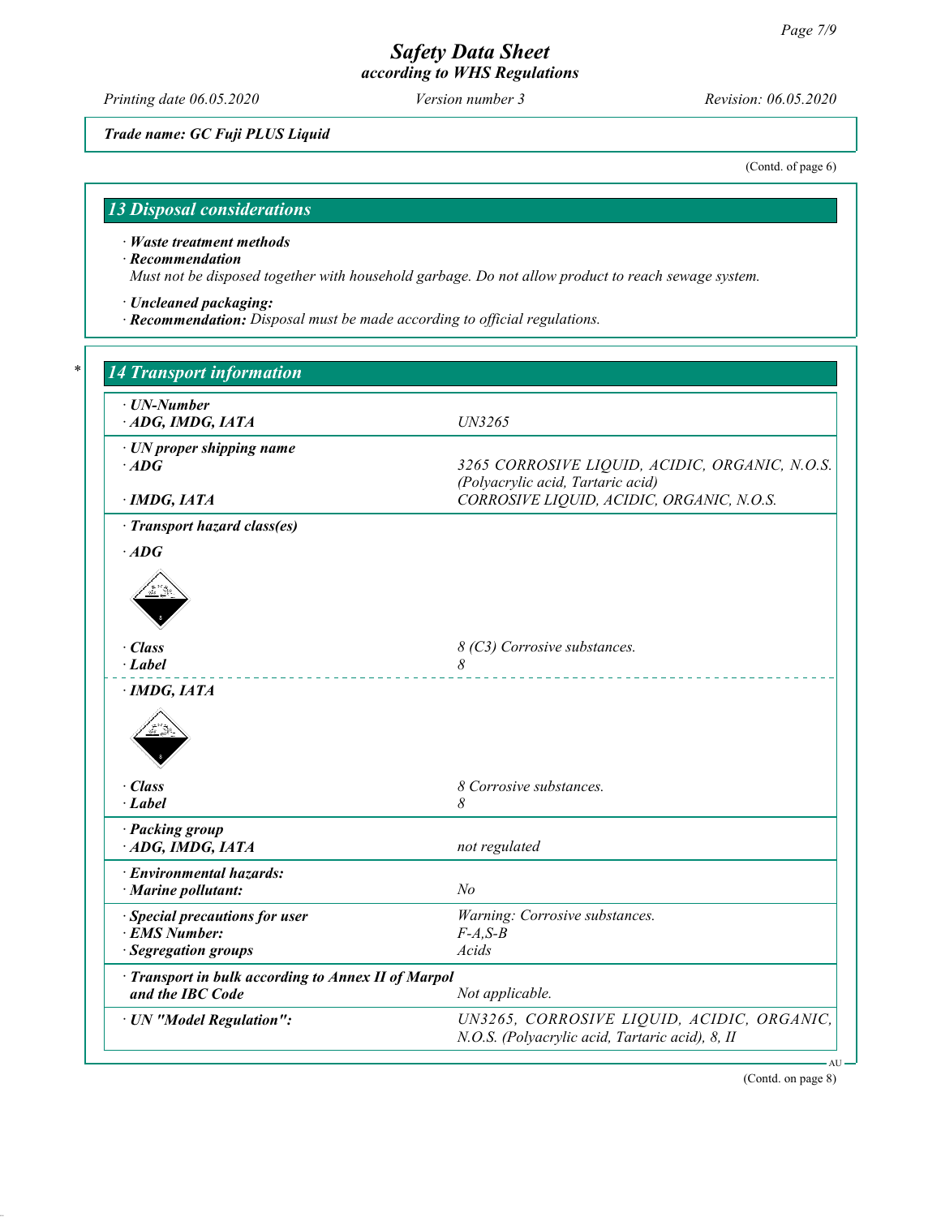*Trade name: GC Fuji PLUS Liquid*

(Contd. of page 6)

## 13 Disposal considerations

· **Waste treatment methods**
· **Recommendation**
Must not be disposed together with household garbage. Do not allow product to reach sewage system.

· **Uncleaned packaging:**
· **Recommendation:** Disposal must be made according to official regulations.

## 14 Transport information

| | |
|---|---|
| · **UN-Number** | |
| · **ADG, IMDG, IATA** | UN3265 |
| · **UN proper shipping name** | |
| · **ADG** | 3265 CORROSIVE LIQUID, ACIDIC, ORGANIC, N.O.S. (Polyacrylic acid, Tartaric acid) |
| · **IMDG, IATA** | CORROSIVE LIQUID, ACIDIC, ORGANIC, N.O.S. |
| · **Transport hazard class(es)** | |
| · **ADG** | |
| · **Class** | 8 (C3) Corrosive substances. |
| · **Label** | 8 |
| · **IMDG, IATA** | |
| · **Class** | 8 Corrosive substances. |
| · **Label** | 8 |
| · **Packing group** | |
| · **ADG, IMDG, IATA** | not regulated |
| · **Environmental hazards:** | |
| · **Marine pollutant:** | No |
| · **Special precautions for user** | Warning: Corrosive substances. |
| · **EMS Number:** | F-A,S-B |
| · **Segregation groups** | Acids |
| · **Transport in bulk according to Annex II of Marpol and the IBC Code** | Not applicable. |
| · **UN "Model Regulation":** | UN3265, CORROSIVE LIQUID, ACIDIC, ORGANIC, N.O.S. (Polyacrylic acid, Tartaric acid), 8, II |

(Contd. on page 8)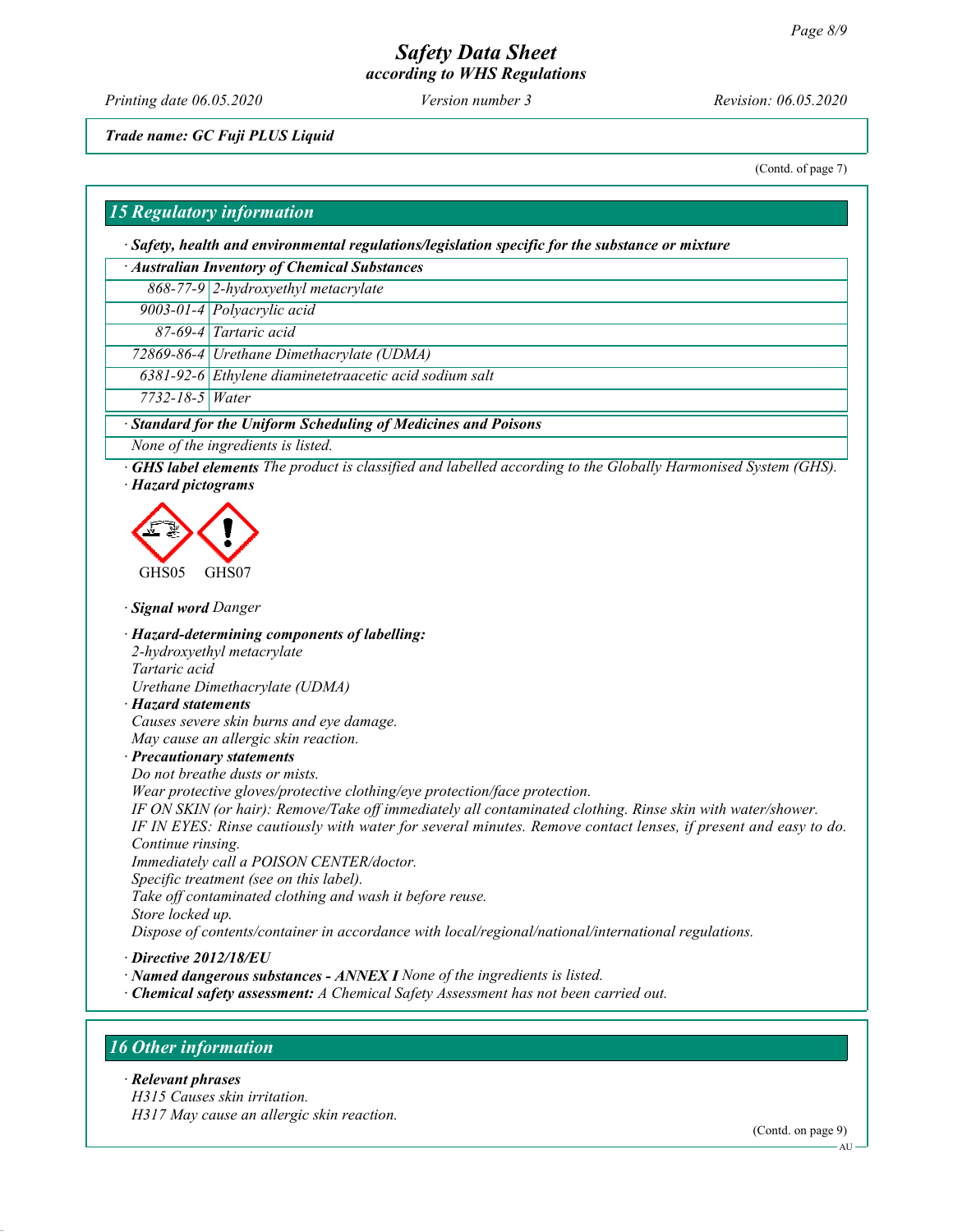Trade name: GC Fuji PLUS Liquid

(Contd. of page 7)

## 15 Regulatory information

· **Safety, health and environmental regulations/legislation specific for the substance or mixture**

· **Australian Inventory of Chemical Substances**

| | |
|---|---|
| 868-77-9 | 2-hydroxyethyl metacrylate |
| 9003-01-4 | Polyacrylic acid |
| 87-69-4 | Tartaric acid |
| 72869-86-4 | Urethane Dimethacrylate (UDMA) |
| 6381-92-6 | Ethylene diaminetetraacetic acid sodium salt |
| 7732-18-5 | Water |

· **Standard for the Uniform Scheduling of Medicines and Poisons**

None of the ingredients is listed.

· **GHS label elements** The product is classified and labelled according to the Globally Harmonised System (GHS).

· **Hazard pictograms**

GHS05 GHS07

· **Signal word** Danger

· **Hazard-determining components of labelling:**
2-hydroxyethyl metacrylate
Tartaric acid
Urethane Dimethacrylate (UDMA)

· **Hazard statements**
Causes severe skin burns and eye damage.
May cause an allergic skin reaction.

· **Precautionary statements**
Do not breathe dusts or mists.
Wear protective gloves/protective clothing/eye protection/face protection.
IF ON SKIN (or hair): Remove/Take off immediately all contaminated clothing. Rinse skin with water/shower.
IF IN EYES: Rinse cautiously with water for several minutes. Remove contact lenses, if present and easy to do. Continue rinsing.
Immediately call a POISON CENTER/doctor.
Specific treatment (see on this label).
Take off contaminated clothing and wash it before reuse.
Store locked up.
Dispose of contents/container in accordance with local/regional/national/international regulations.

· **Directive 2012/18/EU**

· **Named dangerous substances - ANNEX I** None of the ingredients is listed.

· **Chemical safety assessment:** A Chemical Safety Assessment has not been carried out.

## 16 Other information

· **Relevant phrases**
H315 Causes skin irritation.
H317 May cause an allergic skin reaction.

(Contd. on page 9)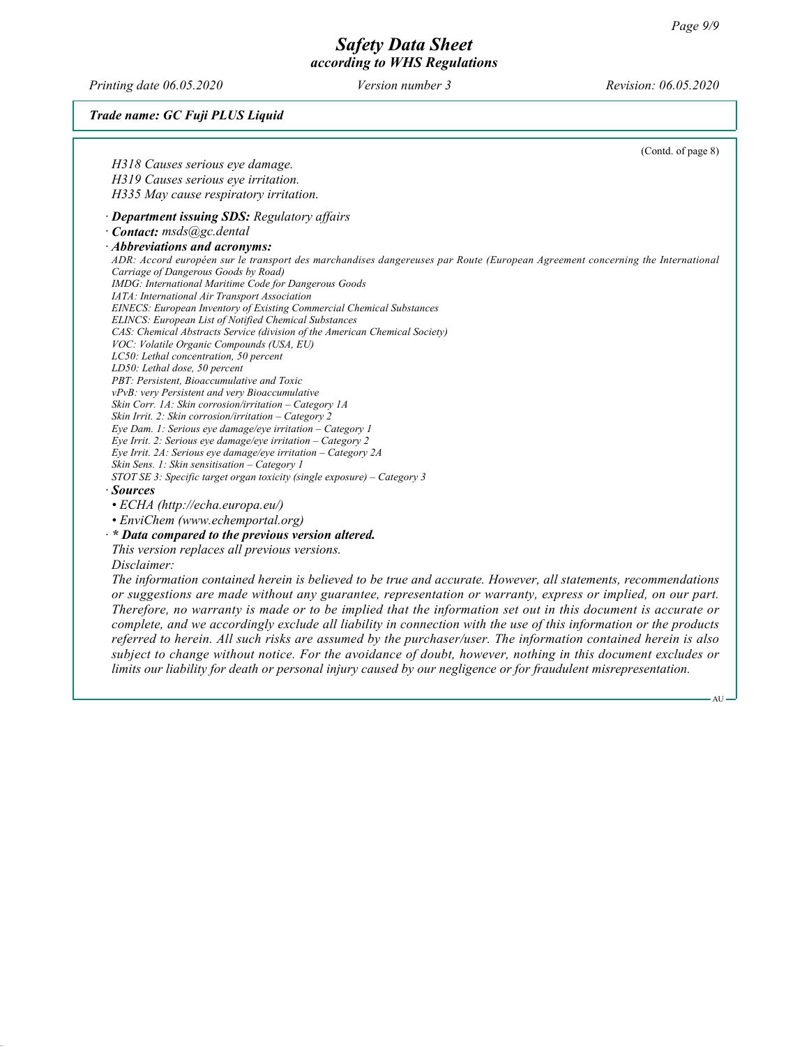(Contd. of page 8)

*H318 Causes serious eye damage.*
*H319 Causes serious eye irritation.*
*H335 May cause respiratory irritation.*

· ***Department issuing SDS:*** *Regulatory affairs*

· ***Contact:*** *msds@gc.dental*

· ***Abbreviations and acronyms:***

*ADR: Accord européen sur le transport des marchandises dangereuses par Route (European Agreement concerning the International Carriage of Dangerous Goods by Road)*
*IMDG: International Maritime Code for Dangerous Goods*
*IATA: International Air Transport Association*
*EINECS: European Inventory of Existing Commercial Chemical Substances*
*ELINCS: European List of Notified Chemical Substances*
*CAS: Chemical Abstracts Service (division of the American Chemical Society)*
*VOC: Volatile Organic Compounds (USA, EU)*
*LC50: Lethal concentration, 50 percent*
*LD50: Lethal dose, 50 percent*
*PBT: Persistent, Bioaccumulative and Toxic*
*vPvB: very Persistent and very Bioaccumulative*
*Skin Corr. 1A: Skin corrosion/irritation – Category 1A*
*Skin Irrit. 2: Skin corrosion/irritation – Category 2*
*Eye Dam. 1: Serious eye damage/eye irritation – Category 1*
*Eye Irrit. 2: Serious eye damage/eye irritation – Category 2*
*Eye Irrit. 2A: Serious eye damage/eye irritation – Category 2A*
*Skin Sens. 1: Skin sensitisation – Category 1*
*STOT SE 3: Specific target organ toxicity (single exposure) – Category 3*

· ***Sources***

- *ECHA (http://echa.europa.eu/)*
- *EnviChem (www.echemportal.org)*

· ***\* Data compared to the previous version altered.***

*This version replaces all previous versions.*

*Disclaimer:*

*The information contained herein is believed to be true and accurate. However, all statements, recommendations or suggestions are made without any guarantee, representation or warranty, express or implied, on our part. Therefore, no warranty is made or to be implied that the information set out in this document is accurate or complete, and we accordingly exclude all liability in connection with the use of this information or the products referred to herein. All such risks are assumed by the purchaser/user. The information contained herein is also subject to change without notice. For the avoidance of doubt, however, nothing in this document excludes or limits our liability for death or personal injury caused by our negligence or for fraudulent misrepresentation.*